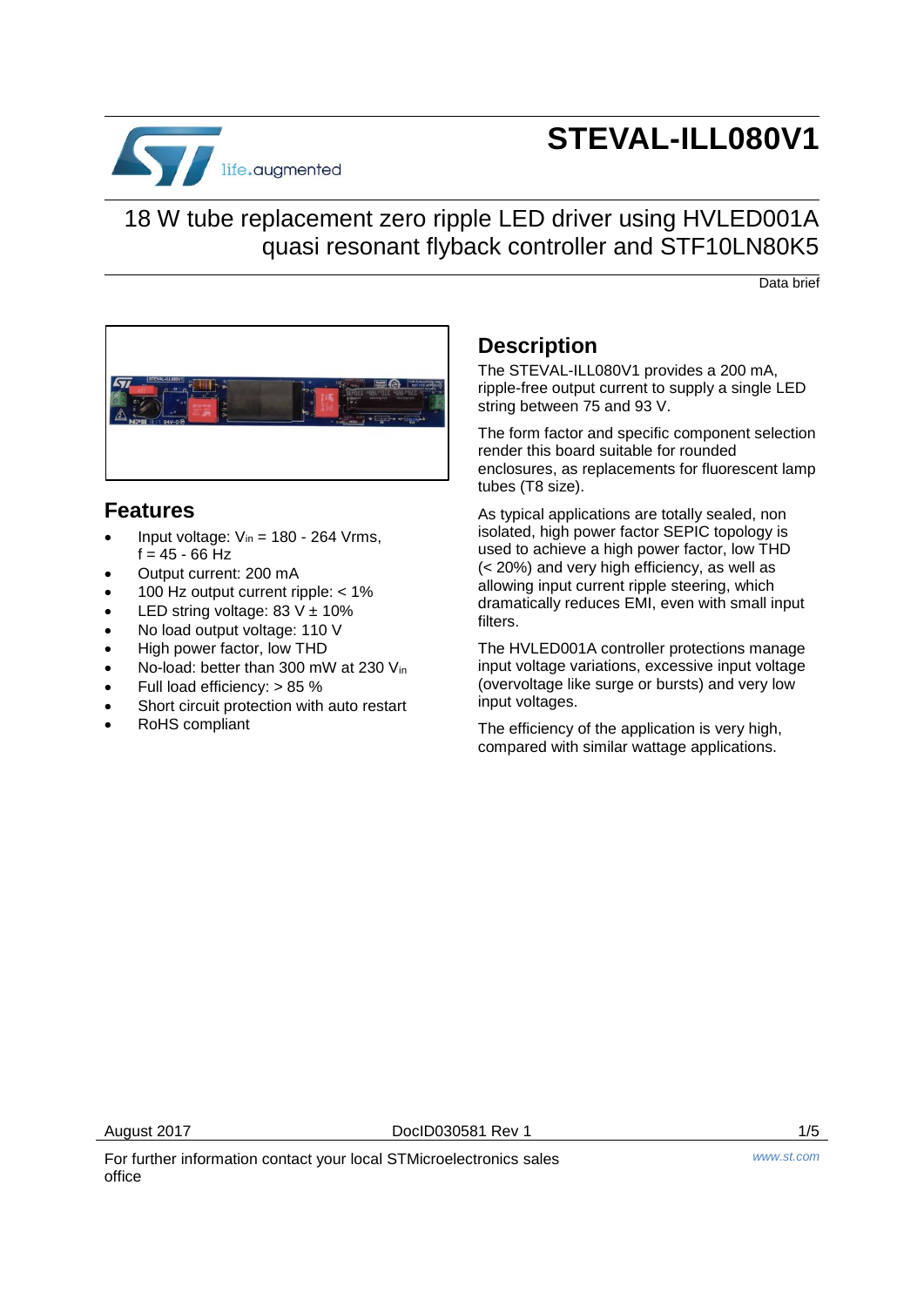# STEVAL-ILL080V1

## 18 W tube replacement zero ripple LED driver using HVLED001A quasi resonant flyback controller and STF10LN80K5

Data brief

## Features

- Input voltage: $V_{in}$ = 180 - 264 Vrms, f = 45 - 66 Hz
- Output current: 200 mA
- 100 Hz output current ripple: < 1%
- LED string voltage: 83 V ± 10%
- No load output voltage: 110 V
- High power factor, low THD
- No-load: better than 300 mW at 230 $V_{in}$
- Full load efficiency: > 85 %
- Short circuit protection with auto restart
- RoHS compliant

## Description

The STEVAL-ILL080V1 provides a 200 mA, ripple-free output current to supply a single LED string between 75 and 93 V.

The form factor and specific component selection render this board suitable for rounded enclosures, as replacements for fluorescent lamp tubes (T8 size).

As typical applications are totally sealed, non isolated, high power factor SEPIC topology is used to achieve a high power factor, low THD (< 20%) and very high efficiency, as well as allowing input current ripple steering, which dramatically reduces EMI, even with small input filters.

The HVLED001A controller protections manage input voltage variations, excessive input voltage (overvoltage like surge or bursts) and very low input voltages.

The efficiency of the application is very high, compared with similar wattage applications.

August 2017 DocID030581 Rev 1

For further information contact your local STMicroelectronics sales office

www.st.com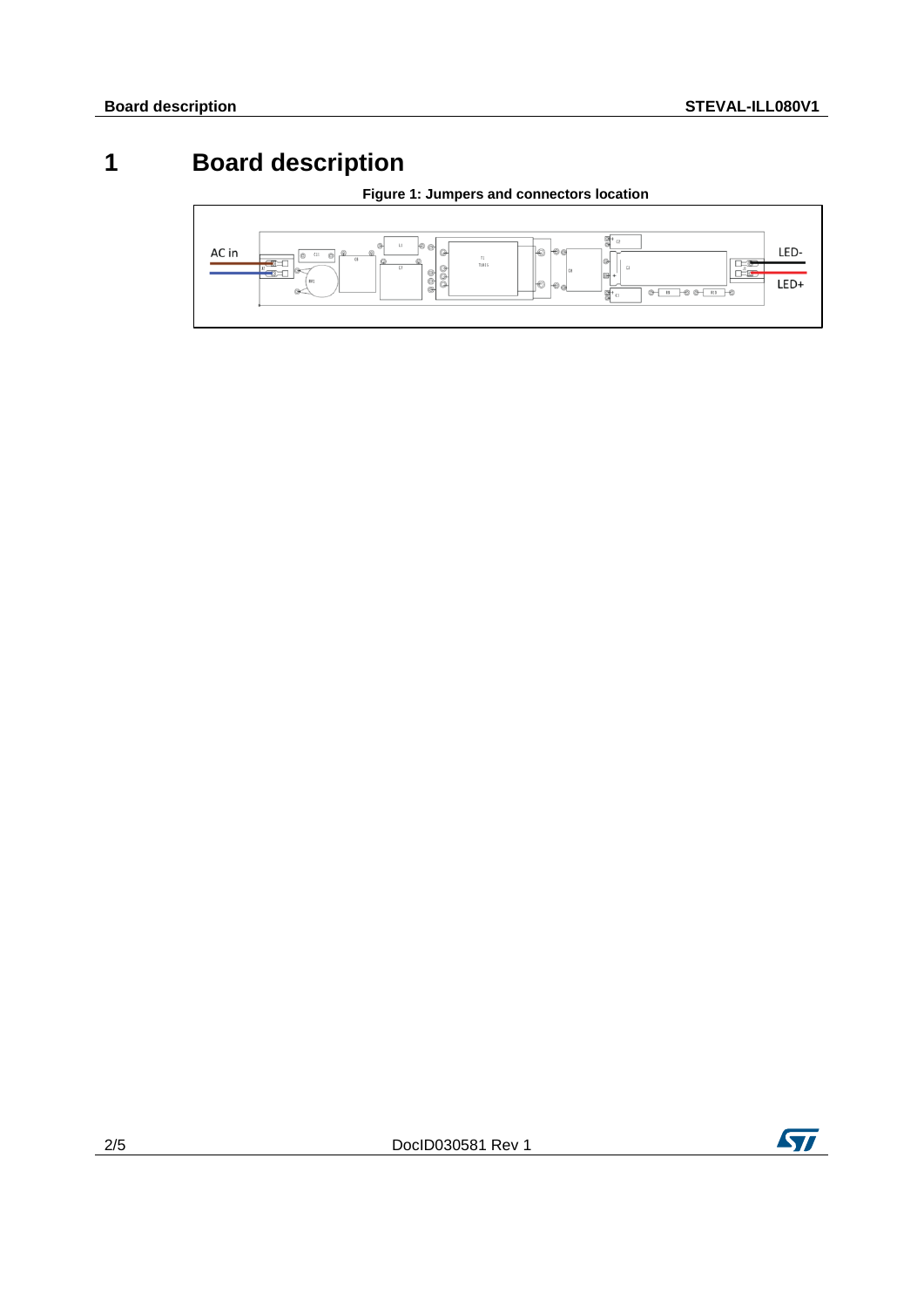# 1 Board description

**Figure 1: Jumpers and connectors location**

AC in

LED-

LED+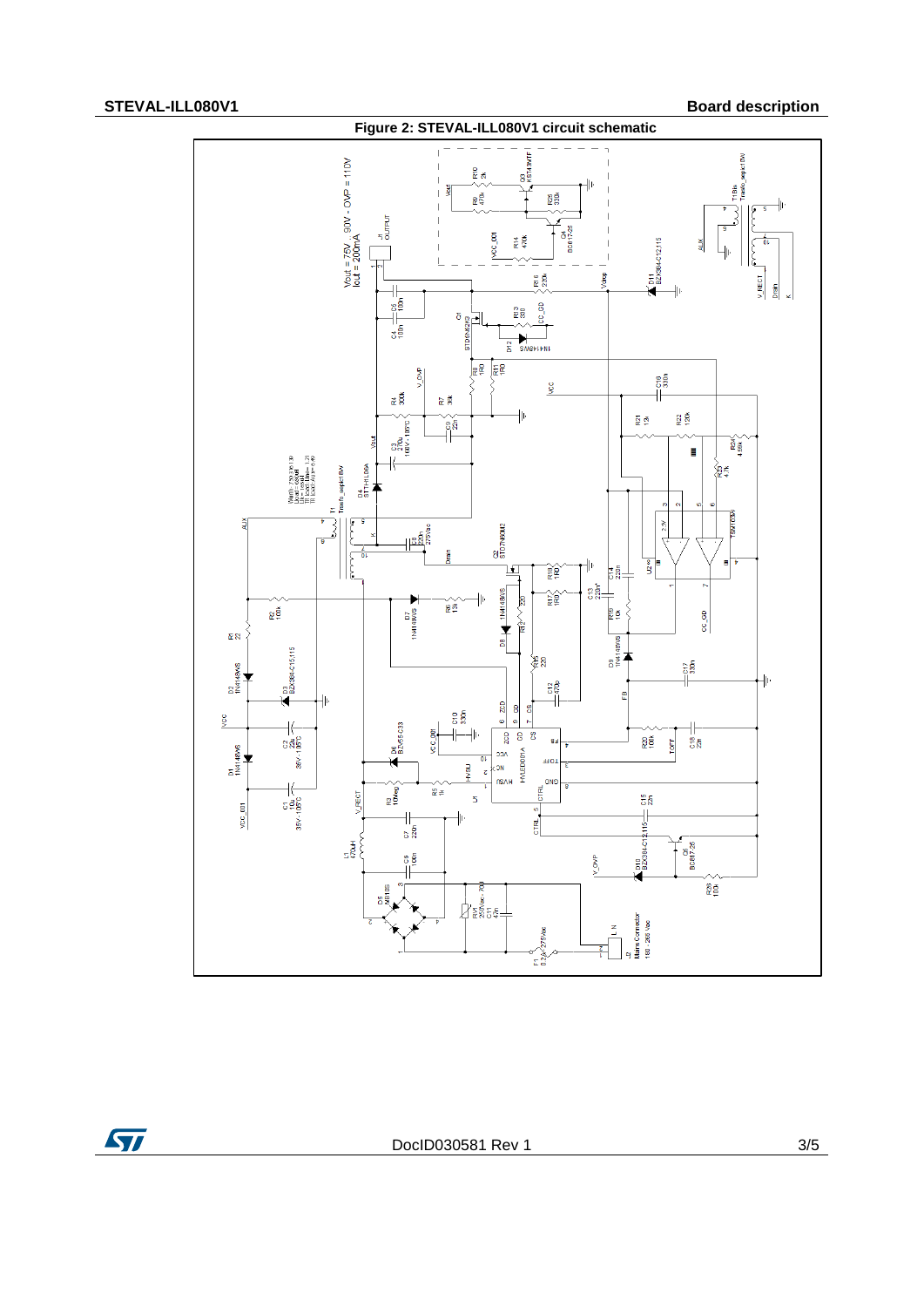**Figure 2: STEVAL-ILL080V1 circuit schematic**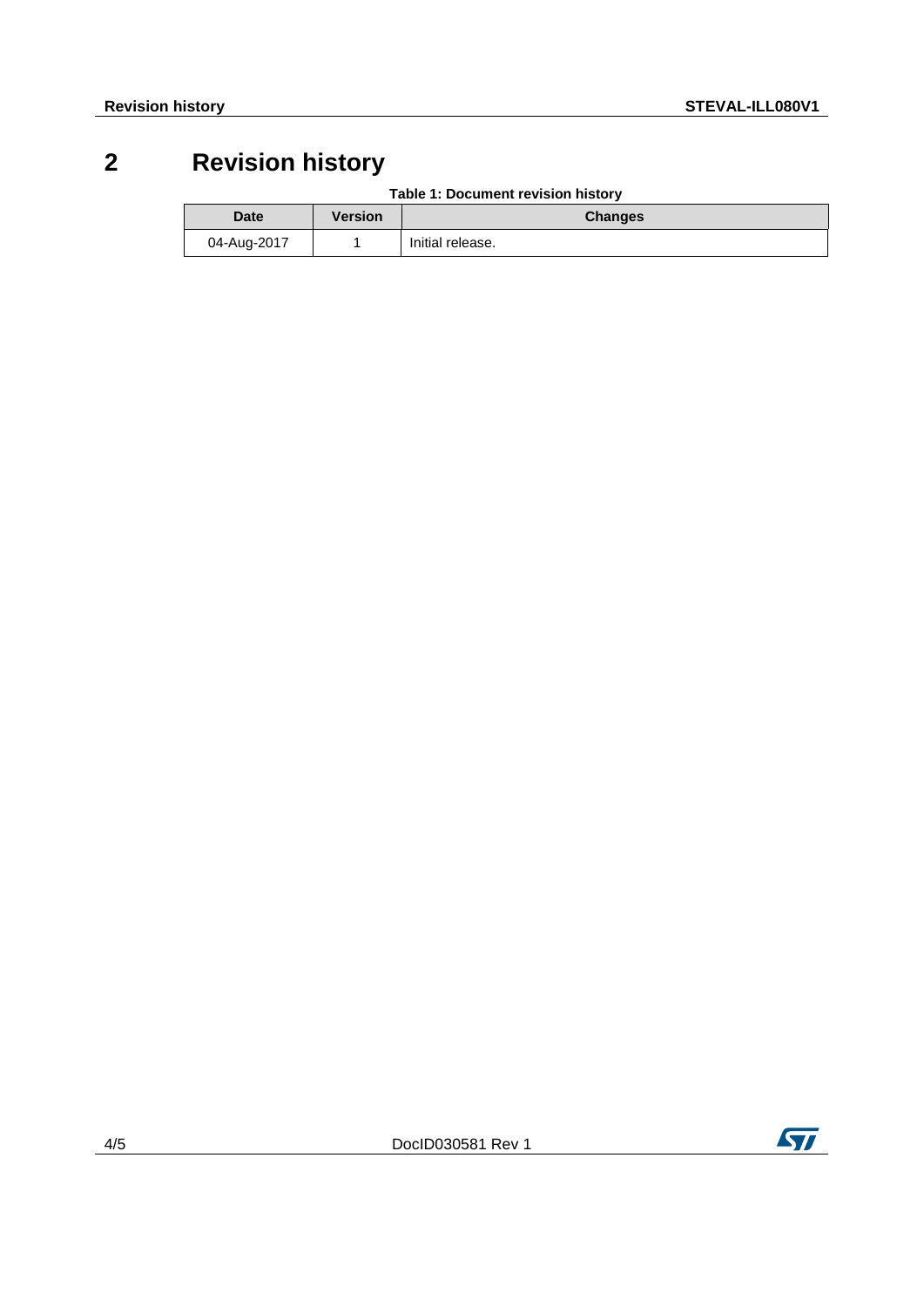# 2 Revision history

Table 1: Document revision history

| Date | Version | Changes |
|---|---|---|
| 04-Aug-2017 | 1 | Initial release. |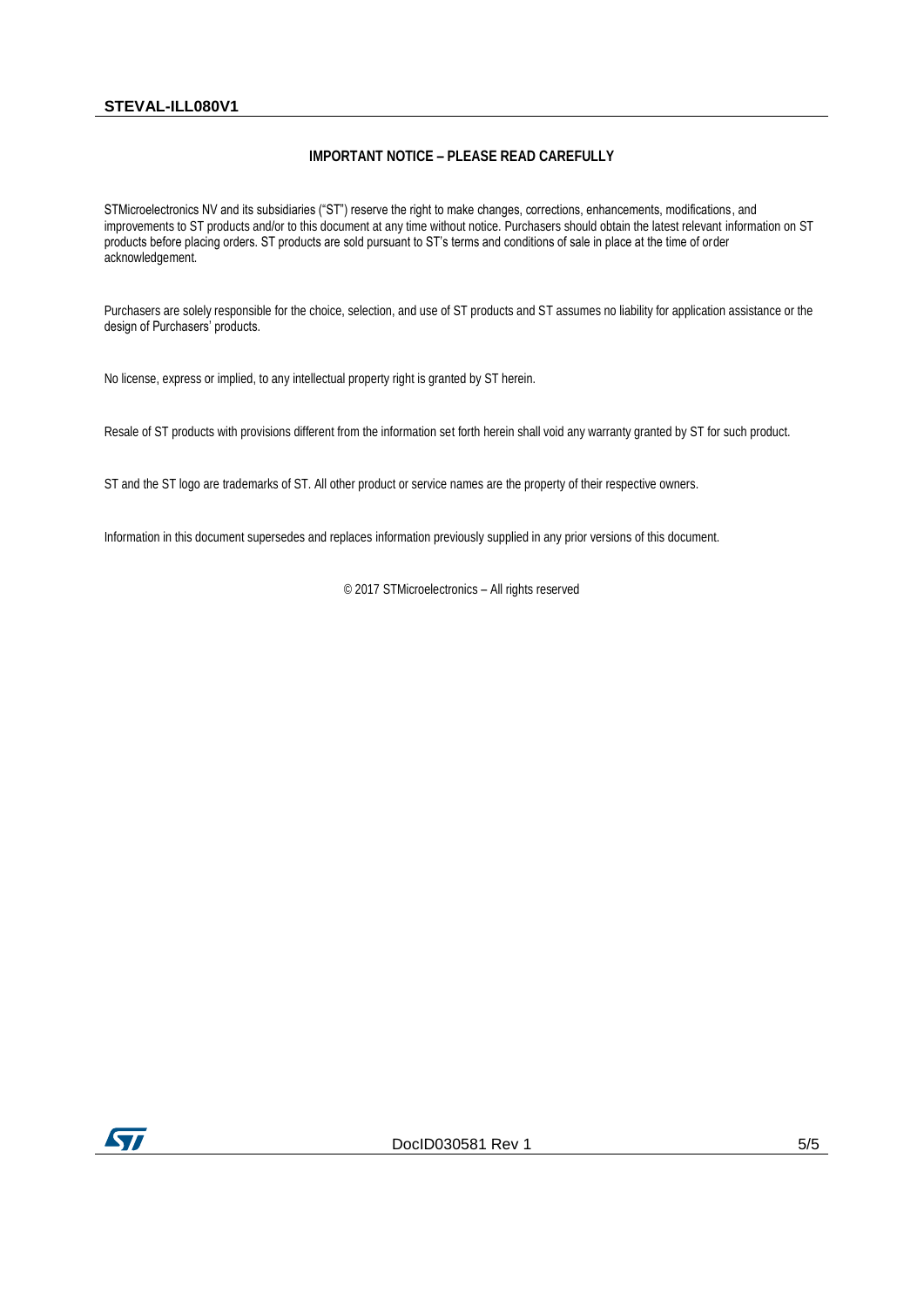## IMPORTANT NOTICE – PLEASE READ CAREFULLY

STMicroelectronics NV and its subsidiaries ("ST") reserve the right to make changes, corrections, enhancements, modifications, and improvements to ST products and/or to this document at any time without notice. Purchasers should obtain the latest relevant information on ST products before placing orders. ST products are sold pursuant to ST's terms and conditions of sale in place at the time of order acknowledgement.

Purchasers are solely responsible for the choice, selection, and use of ST products and ST assumes no liability for application assistance or the design of Purchasers' products.

No license, express or implied, to any intellectual property right is granted by ST herein.

Resale of ST products with provisions different from the information set forth herein shall void any warranty granted by ST for such product.

ST and the ST logo are trademarks of ST. All other product or service names are the property of their respective owners.

Information in this document supersedes and replaces information previously supplied in any prior versions of this document.

© 2017 STMicroelectronics – All rights reserved